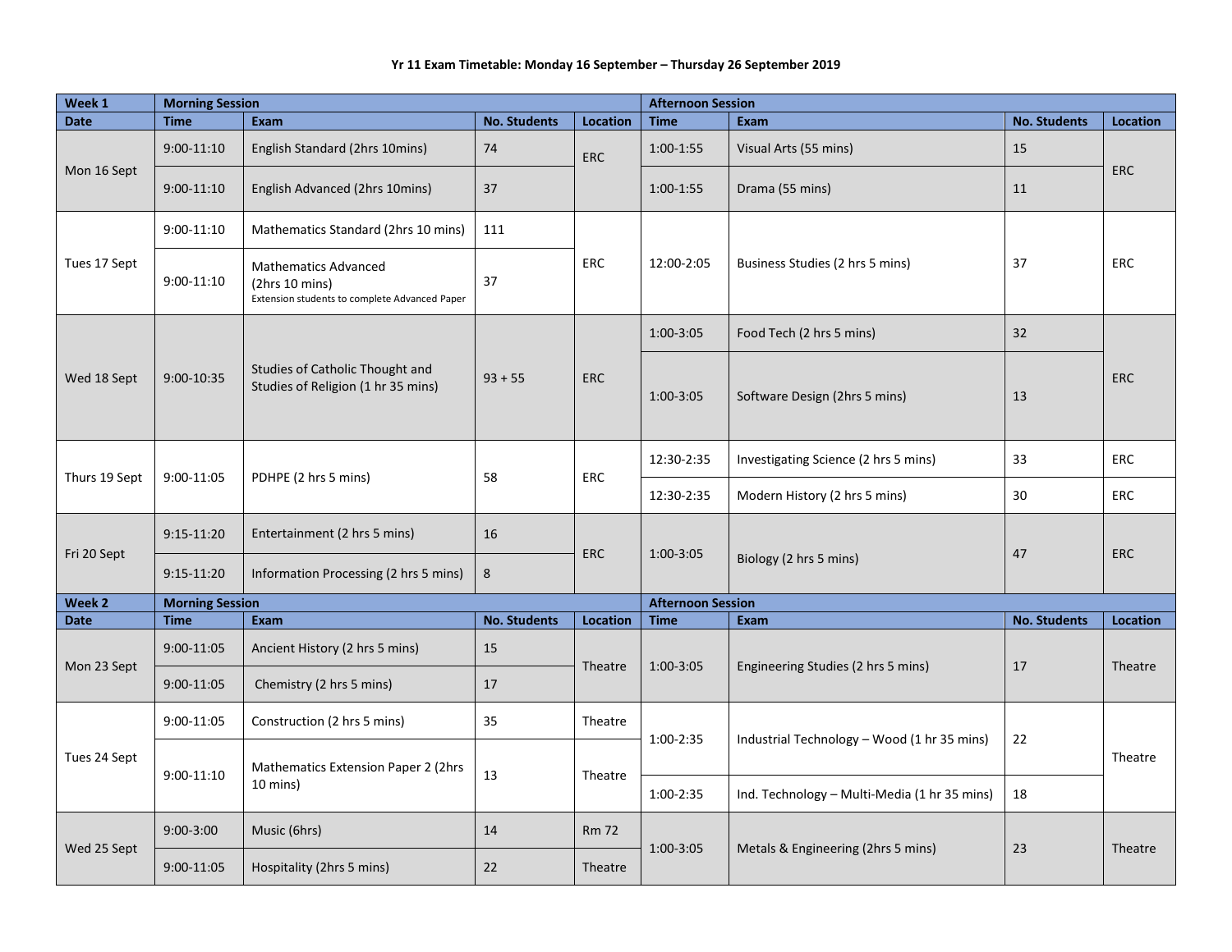**Yr 11 Exam Timetable: Monday 16 September – Thursday 26 September 2019**

| Week 1 | Morning Session | | | | Afternoon Session | | | |
|---|---|---|---|---|---|---|---|---|
| Date | Time | Exam | No. Students | Location | Time | Exam | No. Students | Location |
| Mon 16 Sept | 9:00-11:10 | English Standard (2hrs 10mins) | 74 | ERC | 1:00-1:55 | Visual Arts (55 mins) | 15 | ERC |
| | 9:00-11:10 | English Advanced (2hrs 10mins) | 37 | | 1:00-1:55 | Drama (55 mins) | 11 | |
| Tues 17 Sept | 9:00-11:10 | Mathematics Standard (2hrs 10 mins) | 111 | ERC | 12:00-2:05 | Business Studies (2 hrs 5 mins) | 37 | ERC |
| | 9:00-11:10 | Mathematics Advanced (2hrs 10 mins) Extension students to complete Advanced Paper | 37 | | | | | |
| Wed 18 Sept | 9:00-10:35 | Studies of Catholic Thought and Studies of Religion (1 hr 35 mins) | 93 + 55 | ERC | 1:00-3:05 | Food Tech (2 hrs 5 mins) | 32 | ERC |
| | | | | | 1:00-3:05 | Software Design (2hrs 5 mins) | 13 | |
| Thurs 19 Sept | 9:00-11:05 | PDHPE (2 hrs 5 mins) | 58 | ERC | 12:30-2:35 | Investigating Science (2 hrs 5 mins) | 33 | ERC |
| | | | | | 12:30-2:35 | Modern History (2 hrs 5 mins) | 30 | ERC |
| Fri 20 Sept | 9:15-11:20 | Entertainment (2 hrs 5 mins) | 16 | ERC | 1:00-3:05 | Biology (2 hrs 5 mins) | 47 | ERC |
| | 9:15-11:20 | Information Processing (2 hrs 5 mins) | 8 | | | | | |
| **Week 2** | **Morning Session** | | | | **Afternoon Session** | | | |
| **Date** | **Time** | **Exam** | **No. Students** | **Location** | **Time** | **Exam** | **No. Students** | **Location** |
| Mon 23 Sept | 9:00-11:05 | Ancient History (2 hrs 5 mins) | 15 | Theatre | 1:00-3:05 | Engineering Studies (2 hrs 5 mins) | 17 | Theatre |
| | 9:00-11:05 | Chemistry (2 hrs 5 mins) | 17 | | | | | |
| Tues 24 Sept | 9:00-11:05 | Construction (2 hrs 5 mins) | 35 | Theatre | 1:00-2:35 | Industrial Technology – Wood (1 hr 35 mins) | 22 | Theatre |
| | 9:00-11:10 | Mathematics Extension Paper 2 (2hrs 10 mins) | 13 | Theatre | 1:00-2:35 | Ind. Technology – Multi-Media (1 hr 35 mins) | 18 | |
| Wed 25 Sept | 9:00-3:00 | Music (6hrs) | 14 | Rm 72 | 1:00-3:05 | Metals & Engineering (2hrs 5 mins) | 23 | Theatre |
| | 9:00-11:05 | Hospitality (2hrs 5 mins) | 22 | Theatre | | | | |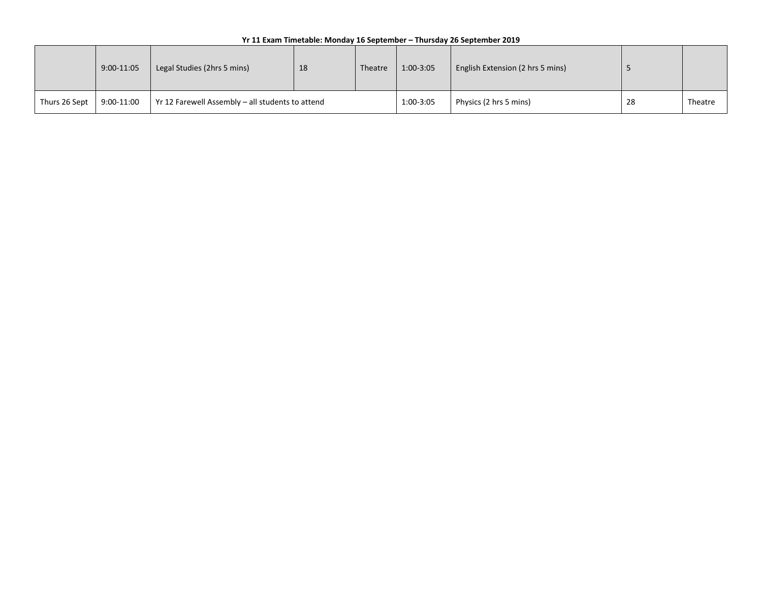**Yr 11 Exam Timetable: Monday 16 September – Thursday 26 September 2019**

| | | | | | | | | |
|---|---|---|---|---|---|---|---|---|
| | 9:00-11:05 | Legal Studies (2hrs 5 mins) | 18 | Theatre | 1:00-3:05 | English Extension (2 hrs 5 mins) | 5 | |
| Thurs 26 Sept | 9:00-11:00 | Yr 12 Farewell Assembly – all students to attend | | | 1:00-3:05 | Physics (2 hrs 5 mins) | 28 | Theatre |